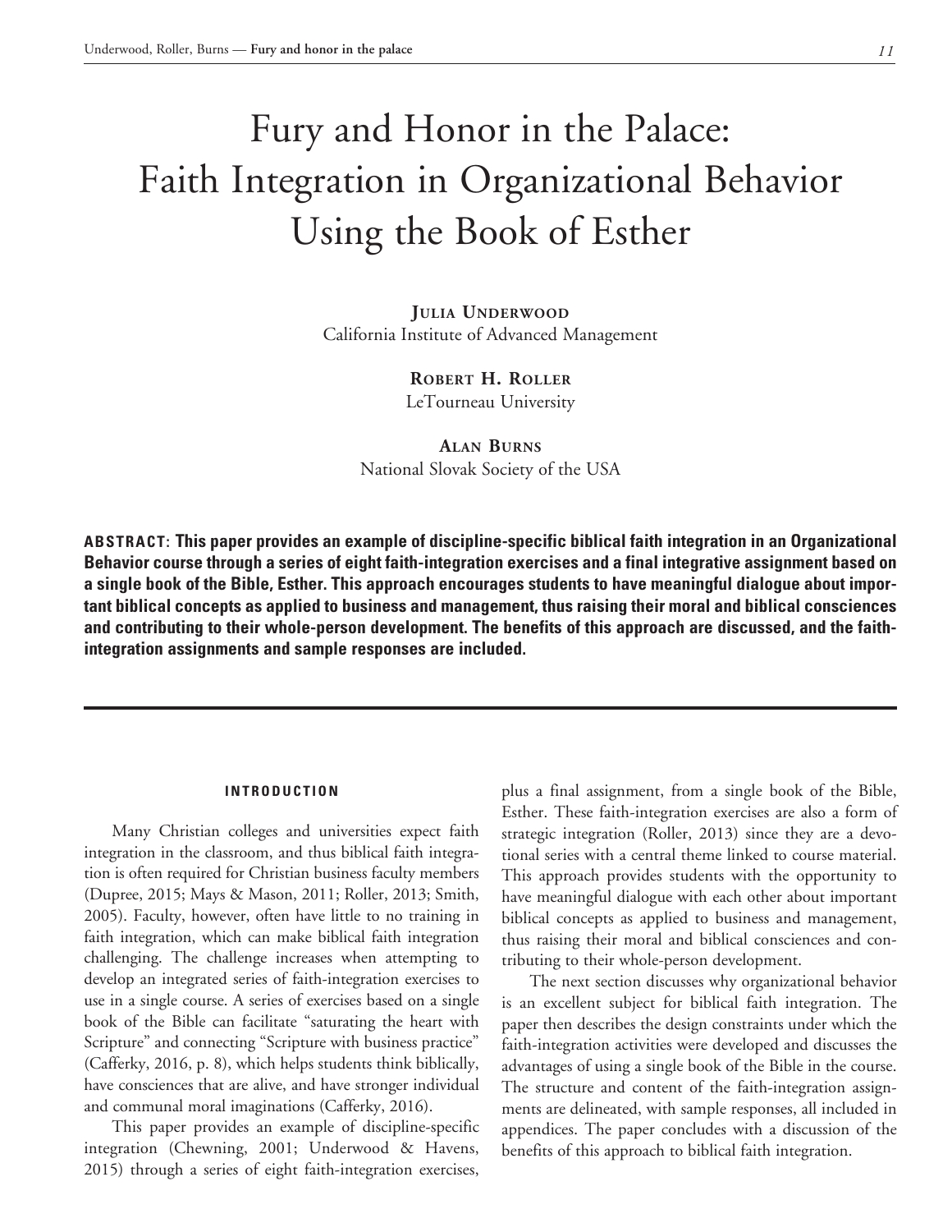# Fury and Honor in the Palace: Faith Integration in Organizational Behavior Using the Book of Esther

**Julia Underwood**
California Institute of Advanced Management

**Robert H. Roller**
LeTourneau University

**Alan Burns**
National Slovak Society of the USA

**ABSTRACT: This paper provides an example of discipline-specific biblical faith integration in an Organizational Behavior course through a series of eight faith-integration exercises and a final integrative assignment based on a single book of the Bible, Esther. This approach encourages students to have meaningful dialogue about important biblical concepts as applied to business and management, thus raising their moral and biblical consciences and contributing to their whole-person development. The benefits of this approach are discussed, and the faith-integration assignments and sample responses are included.**

## INTRODUCTION

Many Christian colleges and universities expect faith integration in the classroom, and thus biblical faith integration is often required for Christian business faculty members (Dupree, 2015; Mays & Mason, 2011; Roller, 2013; Smith, 2005). Faculty, however, often have little to no training in faith integration, which can make biblical faith integration challenging. The challenge increases when attempting to develop an integrated series of faith-integration exercises to use in a single course. A series of exercises based on a single book of the Bible can facilitate "saturating the heart with Scripture" and connecting "Scripture with business practice" (Cafferky, 2016, p. 8), which helps students think biblically, have consciences that are alive, and have stronger individual and communal moral imaginations (Cafferky, 2016).

This paper provides an example of discipline-specific integration (Chewning, 2001; Underwood & Havens, 2015) through a series of eight faith-integration exercises, plus a final assignment, from a single book of the Bible, Esther. These faith-integration exercises are also a form of strategic integration (Roller, 2013) since they are a devotional series with a central theme linked to course material. This approach provides students with the opportunity to have meaningful dialogue with each other about important biblical concepts as applied to business and management, thus raising their moral and biblical consciences and contributing to their whole-person development.

The next section discusses why organizational behavior is an excellent subject for biblical faith integration. The paper then describes the design constraints under which the faith-integration activities were developed and discusses the advantages of using a single book of the Bible in the course. The structure and content of the faith-integration assignments are delineated, with sample responses, all included in appendices. The paper concludes with a discussion of the benefits of this approach to biblical faith integration.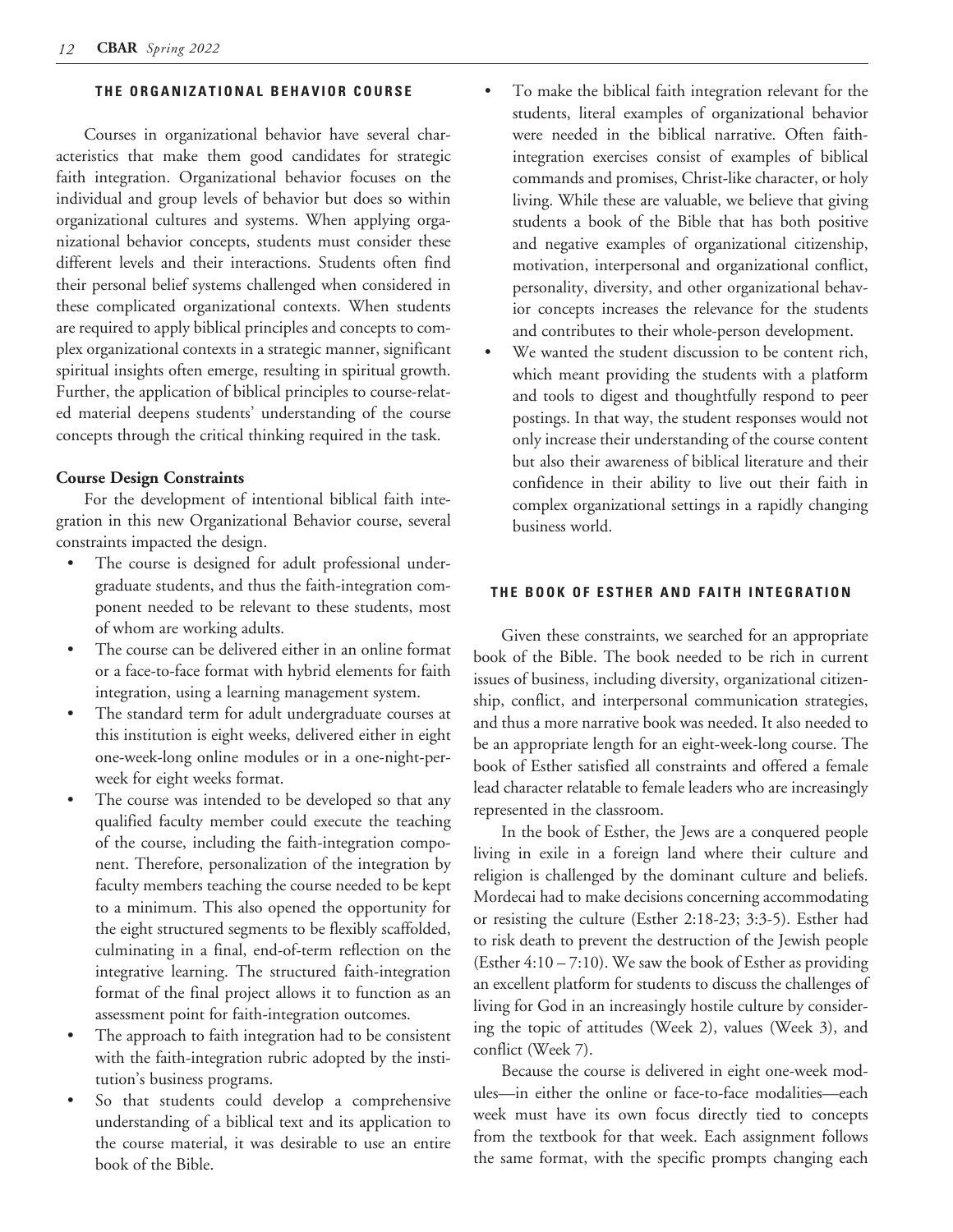## THE ORGANIZATIONAL BEHAVIOR COURSE

Courses in organizational behavior have several characteristics that make them good candidates for strategic faith integration. Organizational behavior focuses on the individual and group levels of behavior but does so within organizational cultures and systems. When applying organizational behavior concepts, students must consider these different levels and their interactions. Students often find their personal belief systems challenged when considered in these complicated organizational contexts. When students are required to apply biblical principles and concepts to complex organizational contexts in a strategic manner, significant spiritual insights often emerge, resulting in spiritual growth. Further, the application of biblical principles to course-related material deepens students' understanding of the course concepts through the critical thinking required in the task.

### Course Design Constraints

For the development of intentional biblical faith integration in this new Organizational Behavior course, several constraints impacted the design.

- The course is designed for adult professional undergraduate students, and thus the faith-integration component needed to be relevant to these students, most of whom are working adults.
- The course can be delivered either in an online format or a face-to-face format with hybrid elements for faith integration, using a learning management system.
- The standard term for adult undergraduate courses at this institution is eight weeks, delivered either in eight one-week-long online modules or in a one-night-per-week for eight weeks format.
- The course was intended to be developed so that any qualified faculty member could execute the teaching of the course, including the faith-integration component. Therefore, personalization of the integration by faculty members teaching the course needed to be kept to a minimum. This also opened the opportunity for the eight structured segments to be flexibly scaffolded, culminating in a final, end-of-term reflection on the integrative learning. The structured faith-integration format of the final project allows it to function as an assessment point for faith-integration outcomes.
- The approach to faith integration had to be consistent with the faith-integration rubric adopted by the institution's business programs.
- So that students could develop a comprehensive understanding of a biblical text and its application to the course material, it was desirable to use an entire book of the Bible.
- To make the biblical faith integration relevant for the students, literal examples of organizational behavior were needed in the biblical narrative. Often faith-integration exercises consist of examples of biblical commands and promises, Christ-like character, or holy living. While these are valuable, we believe that giving students a book of the Bible that has both positive and negative examples of organizational citizenship, motivation, interpersonal and organizational conflict, personality, diversity, and other organizational behavior concepts increases the relevance for the students and contributes to their whole-person development.
- We wanted the student discussion to be content rich, which meant providing the students with a platform and tools to digest and thoughtfully respond to peer postings. In that way, the student responses would not only increase their understanding of the course content but also their awareness of biblical literature and their confidence in their ability to live out their faith in complex organizational settings in a rapidly changing business world.

## THE BOOK OF ESTHER AND FAITH INTEGRATION

Given these constraints, we searched for an appropriate book of the Bible. The book needed to be rich in current issues of business, including diversity, organizational citizenship, conflict, and interpersonal communication strategies, and thus a more narrative book was needed. It also needed to be an appropriate length for an eight-week-long course. The book of Esther satisfied all constraints and offered a female lead character relatable to female leaders who are increasingly represented in the classroom.

In the book of Esther, the Jews are a conquered people living in exile in a foreign land where their culture and religion is challenged by the dominant culture and beliefs. Mordecai had to make decisions concerning accommodating or resisting the culture (Esther 2:18-23; 3:3-5). Esther had to risk death to prevent the destruction of the Jewish people (Esther 4:10 – 7:10). We saw the book of Esther as providing an excellent platform for students to discuss the challenges of living for God in an increasingly hostile culture by considering the topic of attitudes (Week 2), values (Week 3), and conflict (Week 7).

Because the course is delivered in eight one-week modules—in either the online or face-to-face modalities—each week must have its own focus directly tied to concepts from the textbook for that week. Each assignment follows the same format, with the specific prompts changing each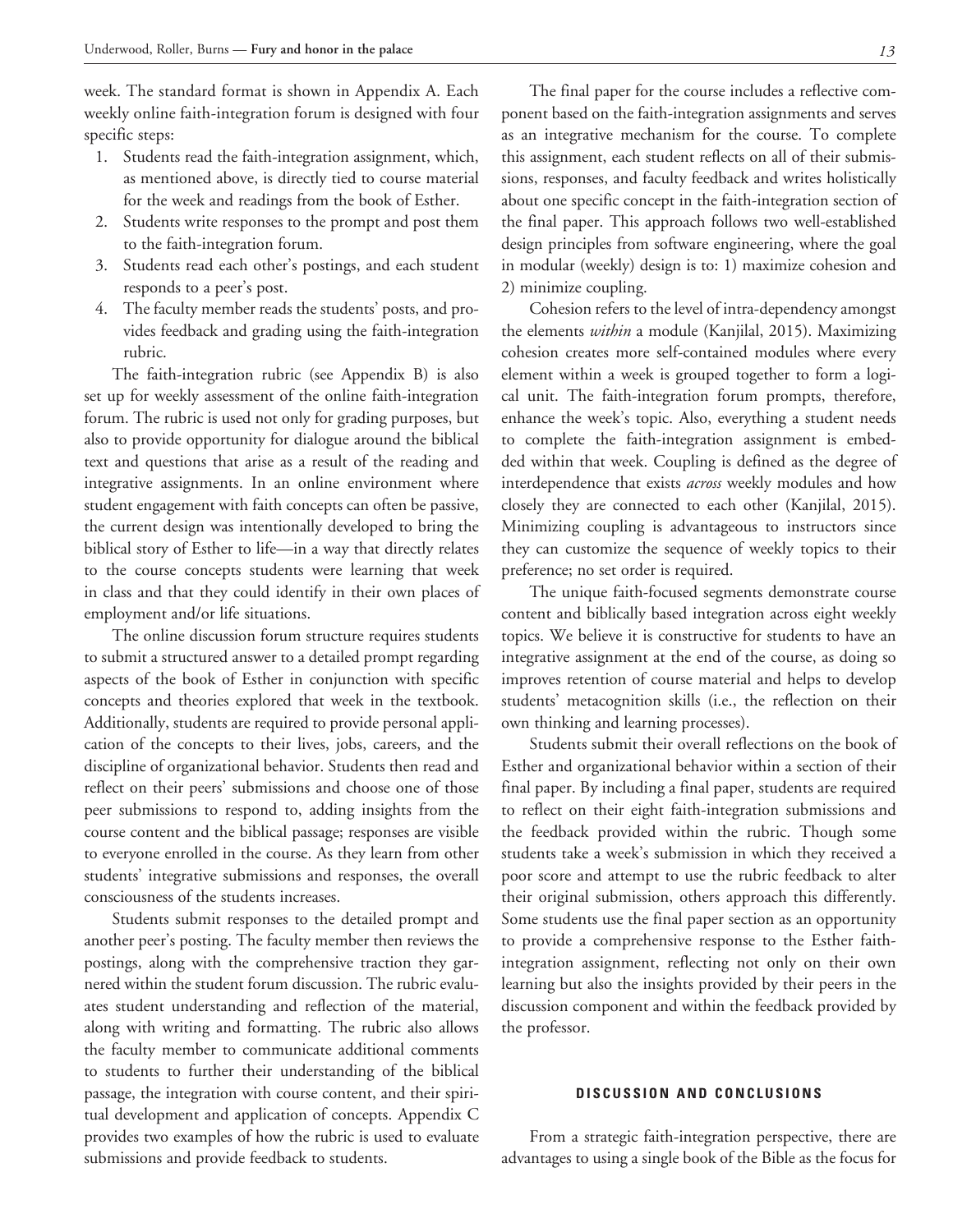week. The standard format is shown in Appendix A. Each weekly online faith-integration forum is designed with four specific steps:

1. Students read the faith-integration assignment, which, as mentioned above, is directly tied to course material for the week and readings from the book of Esther.
2. Students write responses to the prompt and post them to the faith-integration forum.
3. Students read each other's postings, and each student responds to a peer's post.
4. The faculty member reads the students' posts, and provides feedback and grading using the faith-integration rubric.

The faith-integration rubric (see Appendix B) is also set up for weekly assessment of the online faith-integration forum. The rubric is used not only for grading purposes, but also to provide opportunity for dialogue around the biblical text and questions that arise as a result of the reading and integrative assignments. In an online environment where student engagement with faith concepts can often be passive, the current design was intentionally developed to bring the biblical story of Esther to life—in a way that directly relates to the course concepts students were learning that week in class and that they could identify in their own places of employment and/or life situations.

The online discussion forum structure requires students to submit a structured answer to a detailed prompt regarding aspects of the book of Esther in conjunction with specific concepts and theories explored that week in the textbook. Additionally, students are required to provide personal application of the concepts to their lives, jobs, careers, and the discipline of organizational behavior. Students then read and reflect on their peers' submissions and choose one of those peer submissions to respond to, adding insights from the course content and the biblical passage; responses are visible to everyone enrolled in the course. As they learn from other students' integrative submissions and responses, the overall consciousness of the students increases.

Students submit responses to the detailed prompt and another peer's posting. The faculty member then reviews the postings, along with the comprehensive traction they garnered within the student forum discussion. The rubric evaluates student understanding and reflection of the material, along with writing and formatting. The rubric also allows the faculty member to communicate additional comments to students to further their understanding of the biblical passage, the integration with course content, and their spiritual development and application of concepts. Appendix C provides two examples of how the rubric is used to evaluate submissions and provide feedback to students.

The final paper for the course includes a reflective component based on the faith-integration assignments and serves as an integrative mechanism for the course. To complete this assignment, each student reflects on all of their submissions, responses, and faculty feedback and writes holistically about one specific concept in the faith-integration section of the final paper. This approach follows two well-established design principles from software engineering, where the goal in modular (weekly) design is to: 1) maximize cohesion and 2) minimize coupling.

Cohesion refers to the level of intra-dependency amongst the elements *within* a module (Kanjilal, 2015). Maximizing cohesion creates more self-contained modules where every element within a week is grouped together to form a logical unit. The faith-integration forum prompts, therefore, enhance the week's topic. Also, everything a student needs to complete the faith-integration assignment is embedded within that week. Coupling is defined as the degree of interdependence that exists *across* weekly modules and how closely they are connected to each other (Kanjilal, 2015). Minimizing coupling is advantageous to instructors since they can customize the sequence of weekly topics to their preference; no set order is required.

The unique faith-focused segments demonstrate course content and biblically based integration across eight weekly topics. We believe it is constructive for students to have an integrative assignment at the end of the course, as doing so improves retention of course material and helps to develop students' metacognition skills (i.e., the reflection on their own thinking and learning processes).

Students submit their overall reflections on the book of Esther and organizational behavior within a section of their final paper. By including a final paper, students are required to reflect on their eight faith-integration submissions and the feedback provided within the rubric. Though some students take a week's submission in which they received a poor score and attempt to use the rubric feedback to alter their original submission, others approach this differently. Some students use the final paper section as an opportunity to provide a comprehensive response to the Esther faith-integration assignment, reflecting not only on their own learning but also the insights provided by their peers in the discussion component and within the feedback provided by the professor.

## DISCUSSION AND CONCLUSIONS

From a strategic faith-integration perspective, there are advantages to using a single book of the Bible as the focus for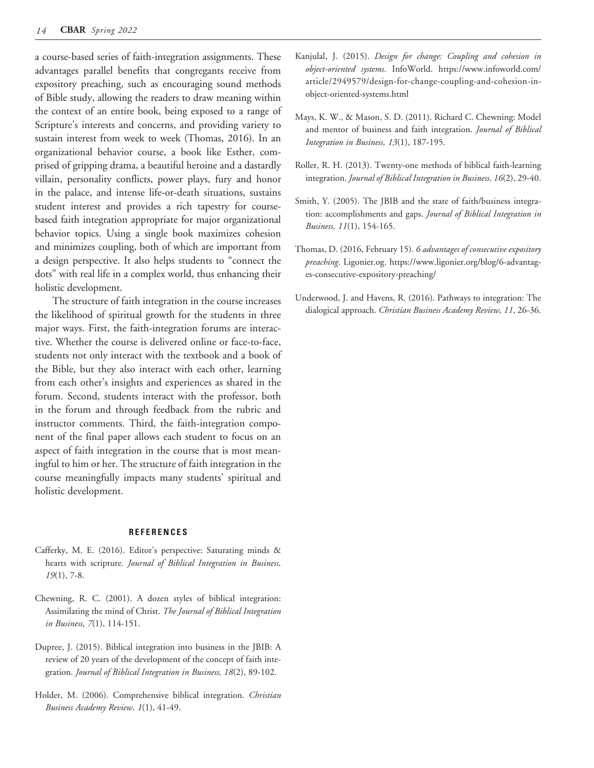a course-based series of faith-integration assignments. These advantages parallel benefits that congregants receive from expository preaching, such as encouraging sound methods of Bible study, allowing the readers to draw meaning within the context of an entire book, being exposed to a range of Scripture's interests and concerns, and providing variety to sustain interest from week to week (Thomas, 2016). In an organizational behavior course, a book like Esther, comprised of gripping drama, a beautiful heroine and a dastardly villain, personality conflicts, power plays, fury and honor in the palace, and intense life-or-death situations, sustains student interest and provides a rich tapestry for course-based faith integration appropriate for major organizational behavior topics. Using a single book maximizes cohesion and minimizes coupling, both of which are important from a design perspective. It also helps students to "connect the dots" with real life in a complex world, thus enhancing their holistic development.

The structure of faith integration in the course increases the likelihood of spiritual growth for the students in three major ways. First, the faith-integration forums are interactive. Whether the course is delivered online or face-to-face, students not only interact with the textbook and a book of the Bible, but they also interact with each other, learning from each other's insights and experiences as shared in the forum. Second, students interact with the professor, both in the forum and through feedback from the rubric and instructor comments. Third, the faith-integration component of the final paper allows each student to focus on an aspect of faith integration in the course that is most meaningful to him or her. The structure of faith integration in the course meaningfully impacts many students' spiritual and holistic development.

## REFERENCES

Cafferky, M. E. (2016). Editor's perspective: Saturating minds & hearts with scripture. *Journal of Biblical Integration in Business, 19*(1), 7-8.

Chewning, R. C. (2001). A dozen styles of biblical integration: Assimilating the mind of Christ. *The Journal of Biblical Integration in Business, 7*(1), 114-151.

Dupree, J. (2015). Biblical integration into business in the JBIB: A review of 20 years of the development of the concept of faith integration. *Journal of Biblical Integration in Business, 18*(2), 89-102.

Holder, M. (2006). Comprehensive biblical integration. *Christian Business Academy Review, 1*(1), 41-49.

Kanjulal, J. (2015). *Design for change: Coupling and cohesion in object-oriented systems*. InfoWorld. https://www.infoworld.com/article/2949579/design-for-change-coupling-and-cohesion-in-object-oriented-systems.html

Mays, K. W., & Mason, S. D. (2011). Richard C. Chewning: Model and mentor of business and faith integration. *Journal of Biblical Integration in Business, 13*(1), 187-195.

Roller, R. H. (2013). Twenty-one methods of biblical faith-learning integration. *Journal of Biblical Integration in Business, 16*(2), 29-40.

Smith, Y. (2005). The JBIB and the state of faith/business integration: accomplishments and gaps. *Journal of Biblical Integration in Business, 11*(1), 154-165.

Thomas, D. (2016, February 15). *6 advantages of consecutive expository preaching*. Ligonier.og. https://www.ligonier.org/blog/6-advantages-consecutive-expository-preaching/

Underwood, J. and Havens, R. (2016). Pathways to integration: The dialogical approach. *Christian Business Academy Review, 11*, 26-36.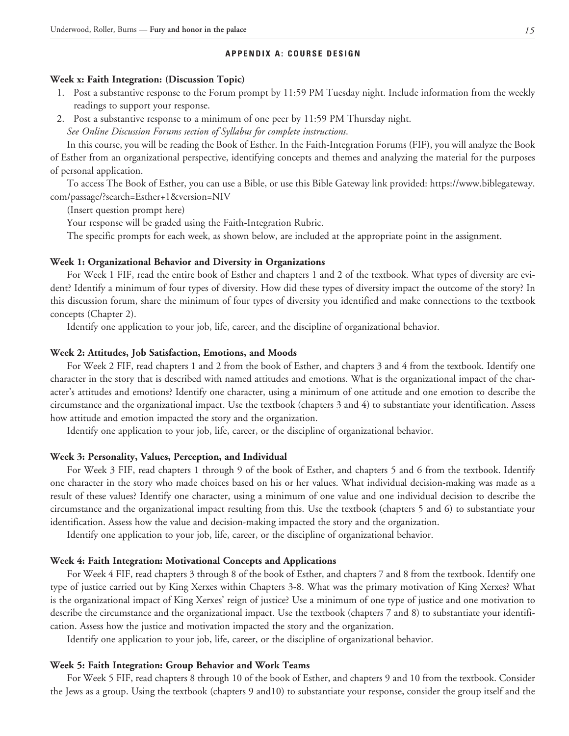## APPENDIX A: COURSE DESIGN

**Week x: Faith Integration: (Discussion Topic)**

1. Post a substantive response to the Forum prompt by 11:59 PM Tuesday night. Include information from the weekly readings to support your response.
2. Post a substantive response to a minimum of one peer by 11:59 PM Thursday night.

*See Online Discussion Forums section of Syllabus for complete instructions.*

In this course, you will be reading the Book of Esther. In the Faith-Integration Forums (FIF), you will analyze the Book of Esther from an organizational perspective, identifying concepts and themes and analyzing the material for the purposes of personal application.

To access The Book of Esther, you can use a Bible, or use this Bible Gateway link provided: https://www.biblegateway.com/passage/?search=Esther+1&version=NIV

(Insert question prompt here)

Your response will be graded using the Faith-Integration Rubric.

The specific prompts for each week, as shown below, are included at the appropriate point in the assignment.

**Week 1: Organizational Behavior and Diversity in Organizations**

For Week 1 FIF, read the entire book of Esther and chapters 1 and 2 of the textbook. What types of diversity are evident? Identify a minimum of four types of diversity. How did these types of diversity impact the outcome of the story? In this discussion forum, share the minimum of four types of diversity you identified and make connections to the textbook concepts (Chapter 2).

Identify one application to your job, life, career, and the discipline of organizational behavior.

**Week 2: Attitudes, Job Satisfaction, Emotions, and Moods**

For Week 2 FIF, read chapters 1 and 2 from the book of Esther, and chapters 3 and 4 from the textbook. Identify one character in the story that is described with named attitudes and emotions. What is the organizational impact of the character's attitudes and emotions? Identify one character, using a minimum of one attitude and one emotion to describe the circumstance and the organizational impact. Use the textbook (chapters 3 and 4) to substantiate your identification. Assess how attitude and emotion impacted the story and the organization.

Identify one application to your job, life, career, or the discipline of organizational behavior.

**Week 3: Personality, Values, Perception, and Individual**

For Week 3 FIF, read chapters 1 through 9 of the book of Esther, and chapters 5 and 6 from the textbook. Identify one character in the story who made choices based on his or her values. What individual decision-making was made as a result of these values? Identify one character, using a minimum of one value and one individual decision to describe the circumstance and the organizational impact resulting from this. Use the textbook (chapters 5 and 6) to substantiate your identification. Assess how the value and decision-making impacted the story and the organization.

Identify one application to your job, life, career, or the discipline of organizational behavior.

**Week 4: Faith Integration: Motivational Concepts and Applications**

For Week 4 FIF, read chapters 3 through 8 of the book of Esther, and chapters 7 and 8 from the textbook. Identify one type of justice carried out by King Xerxes within Chapters 3-8. What was the primary motivation of King Xerxes? What is the organizational impact of King Xerxes' reign of justice? Use a minimum of one type of justice and one motivation to describe the circumstance and the organizational impact. Use the textbook (chapters 7 and 8) to substantiate your identification. Assess how the justice and motivation impacted the story and the organization.

Identify one application to your job, life, career, or the discipline of organizational behavior.

**Week 5: Faith Integration: Group Behavior and Work Teams**

For Week 5 FIF, read chapters 8 through 10 of the book of Esther, and chapters 9 and 10 from the textbook. Consider the Jews as a group. Using the textbook (chapters 9 and10) to substantiate your response, consider the group itself and the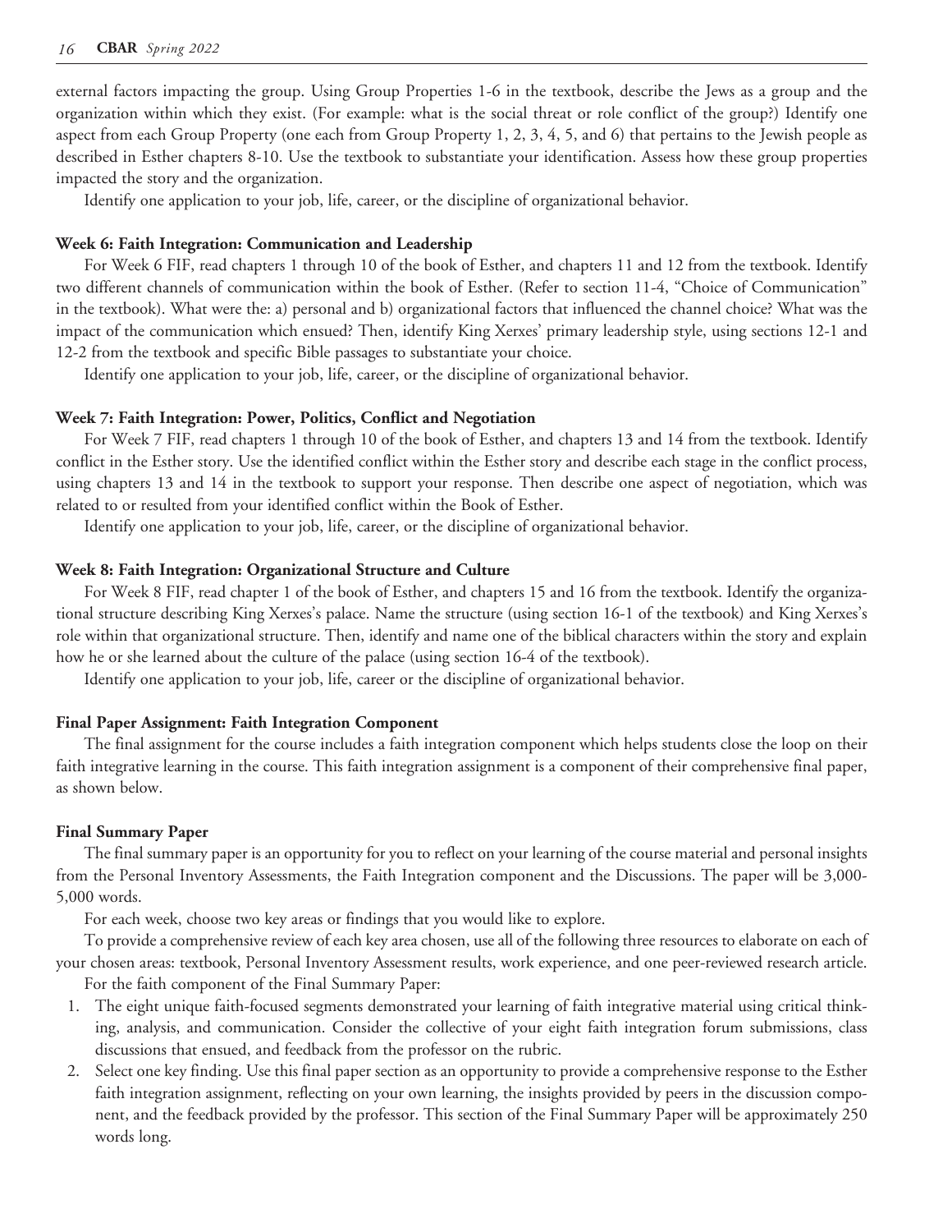external factors impacting the group. Using Group Properties 1-6 in the textbook, describe the Jews as a group and the organization within which they exist. (For example: what is the social threat or role conflict of the group?) Identify one aspect from each Group Property (one each from Group Property 1, 2, 3, 4, 5, and 6) that pertains to the Jewish people as described in Esther chapters 8-10. Use the textbook to substantiate your identification. Assess how these group properties impacted the story and the organization.

Identify one application to your job, life, career, or the discipline of organizational behavior.

**Week 6: Faith Integration: Communication and Leadership**

For Week 6 FIF, read chapters 1 through 10 of the book of Esther, and chapters 11 and 12 from the textbook. Identify two different channels of communication within the book of Esther. (Refer to section 11-4, "Choice of Communication" in the textbook). What were the: a) personal and b) organizational factors that influenced the channel choice? What was the impact of the communication which ensued? Then, identify King Xerxes' primary leadership style, using sections 12-1 and 12-2 from the textbook and specific Bible passages to substantiate your choice.

Identify one application to your job, life, career, or the discipline of organizational behavior.

**Week 7: Faith Integration: Power, Politics, Conflict and Negotiation**

For Week 7 FIF, read chapters 1 through 10 of the book of Esther, and chapters 13 and 14 from the textbook. Identify conflict in the Esther story. Use the identified conflict within the Esther story and describe each stage in the conflict process, using chapters 13 and 14 in the textbook to support your response. Then describe one aspect of negotiation, which was related to or resulted from your identified conflict within the Book of Esther.

Identify one application to your job, life, career, or the discipline of organizational behavior.

**Week 8: Faith Integration: Organizational Structure and Culture**

For Week 8 FIF, read chapter 1 of the book of Esther, and chapters 15 and 16 from the textbook. Identify the organizational structure describing King Xerxes's palace. Name the structure (using section 16-1 of the textbook) and King Xerxes's role within that organizational structure. Then, identify and name one of the biblical characters within the story and explain how he or she learned about the culture of the palace (using section 16-4 of the textbook).

Identify one application to your job, life, career or the discipline of organizational behavior.

**Final Paper Assignment: Faith Integration Component**

The final assignment for the course includes a faith integration component which helps students close the loop on their faith integrative learning in the course. This faith integration assignment is a component of their comprehensive final paper, as shown below.

**Final Summary Paper**

The final summary paper is an opportunity for you to reflect on your learning of the course material and personal insights from the Personal Inventory Assessments, the Faith Integration component and the Discussions. The paper will be 3,000-5,000 words.

For each week, choose two key areas or findings that you would like to explore.

To provide a comprehensive review of each key area chosen, use all of the following three resources to elaborate on each of your chosen areas: textbook, Personal Inventory Assessment results, work experience, and one peer-reviewed research article.

For the faith component of the Final Summary Paper:

1. The eight unique faith-focused segments demonstrated your learning of faith integrative material using critical thinking, analysis, and communication. Consider the collective of your eight faith integration forum submissions, class discussions that ensued, and feedback from the professor on the rubric.
2. Select one key finding. Use this final paper section as an opportunity to provide a comprehensive response to the Esther faith integration assignment, reflecting on your own learning, the insights provided by peers in the discussion component, and the feedback provided by the professor. This section of the Final Summary Paper will be approximately 250 words long.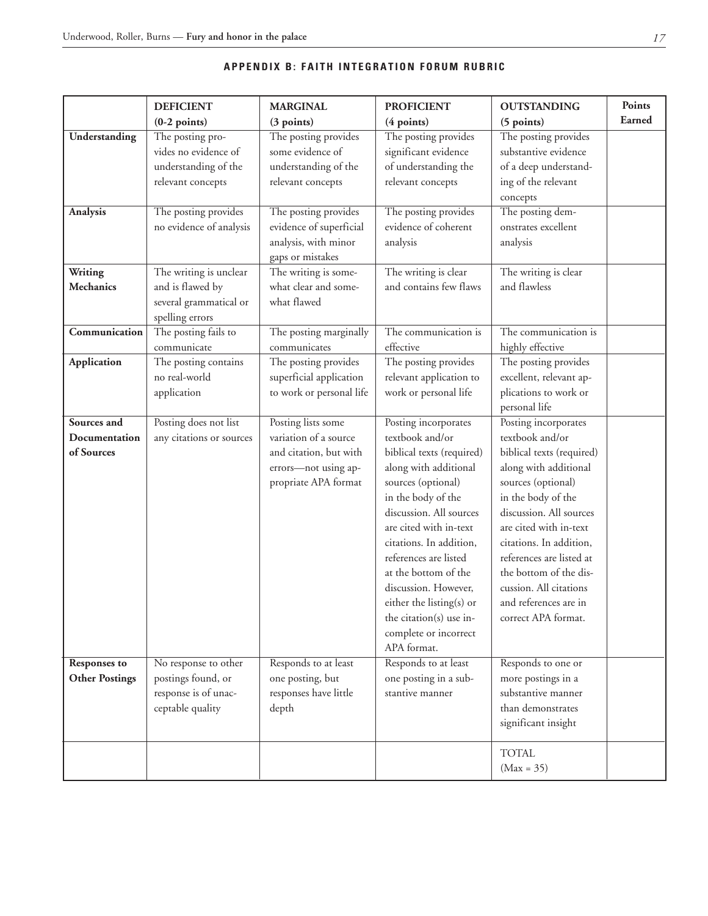## APPENDIX B: FAITH INTEGRATION FORUM RUBRIC

| | **DEFICIENT (0-2 points)** | **MARGINAL (3 points)** | **PROFICIENT (4 points)** | **OUTSTANDING (5 points)** | **Points Earned** |
|---|---|---|---|---|---|
| **Understanding** | The posting provides no evidence of understanding of the relevant concepts | The posting provides some evidence of understanding of the relevant concepts | The posting provides significant evidence of understanding the relevant concepts | The posting provides substantive evidence of a deep understanding of the relevant concepts | |
| **Analysis** | The posting provides no evidence of analysis | The posting provides evidence of superficial analysis, with minor gaps or mistakes | The posting provides evidence of coherent analysis | The posting demonstrates excellent analysis | |
| **Writing Mechanics** | The writing is unclear and is flawed by several grammatical or spelling errors | The writing is somewhat clear and somewhat flawed | The writing is clear and contains few flaws | The writing is clear and flawless | |
| **Communication** | The posting fails to communicate | The posting marginally communicates | The communication is effective | The communication is highly effective | |
| **Application** | The posting contains no real-world application | The posting provides superficial application to work or personal life | The posting provides relevant application to work or personal life | The posting provides excellent, relevant applications to work or personal life | |
| **Sources and Documentation of Sources** | Posting does not list any citations or sources | Posting lists some variation of a source and citation, but with errors—not using appropriate APA format | Posting incorporates textbook and/or biblical texts (required) along with additional sources (optional) in the body of the discussion. All sources are cited with in-text citations. In addition, references are listed at the bottom of the discussion. However, either the listing(s) or the citation(s) use incomplete or incorrect APA format. | Posting incorporates textbook and/or biblical texts (required) along with additional sources (optional) in the body of the discussion. All sources are cited with in-text citations. In addition, references are listed at the bottom of the discussion. All citations and references are in correct APA format. | |
| **Responses to Other Postings** | No response to other postings found, or response is of unacceptable quality | Responds to at least one posting, but responses have little depth | Responds to at least one posting in a substantive manner | Responds to one or more postings in a substantive manner than demonstrates significant insight | |
| | | | | TOTAL (Max = 35) | |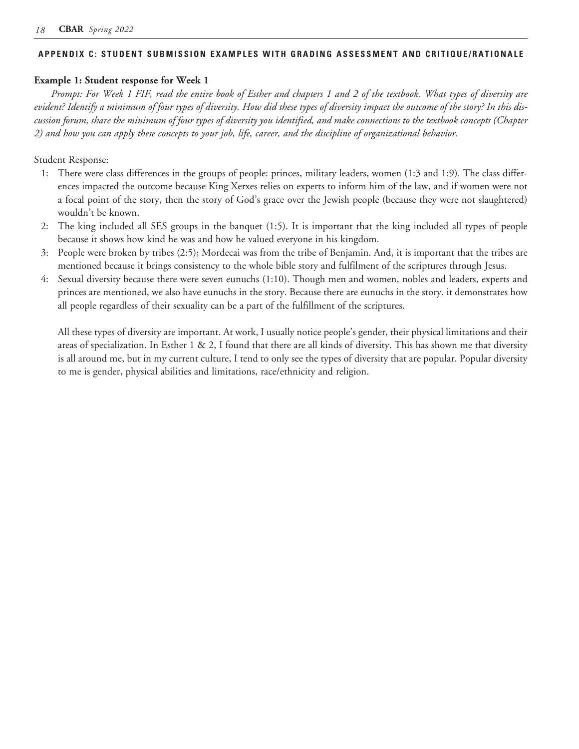## APPENDIX C: STUDENT SUBMISSION EXAMPLES WITH GRADING ASSESSMENT AND CRITIQUE/RATIONALE

**Example 1: Student response for Week 1**

*Prompt: For Week 1 FIF, read the entire book of Esther and chapters 1 and 2 of the textbook. What types of diversity are evident? Identify a minimum of four types of diversity. How did these types of diversity impact the outcome of the story? In this discussion forum, share the minimum of four types of diversity you identified, and make connections to the textbook concepts (Chapter 2) and how you can apply these concepts to your job, life, career, and the discipline of organizational behavior.*

Student Response:

1: There were class differences in the groups of people: princes, military leaders, women (1:3 and 1:9). The class differences impacted the outcome because King Xerxes relies on experts to inform him of the law, and if women were not a focal point of the story, then the story of God's grace over the Jewish people (because they were not slaughtered) wouldn't be known.

2: The king included all SES groups in the banquet (1:5). It is important that the king included all types of people because it shows how kind he was and how he valued everyone in his kingdom.

3: People were broken by tribes (2:5); Mordecai was from the tribe of Benjamin. And, it is important that the tribes are mentioned because it brings consistency to the whole bible story and fulfilment of the scriptures through Jesus.

4: Sexual diversity because there were seven eunuchs (1:10). Though men and women, nobles and leaders, experts and princes are mentioned, we also have eunuchs in the story. Because there are eunuchs in the story, it demonstrates how all people regardless of their sexuality can be a part of the fulfillment of the scriptures.

All these types of diversity are important. At work, I usually notice people's gender, their physical limitations and their areas of specialization. In Esther 1 & 2, I found that there are all kinds of diversity. This has shown me that diversity is all around me, but in my current culture, I tend to only see the types of diversity that are popular. Popular diversity to me is gender, physical abilities and limitations, race/ethnicity and religion.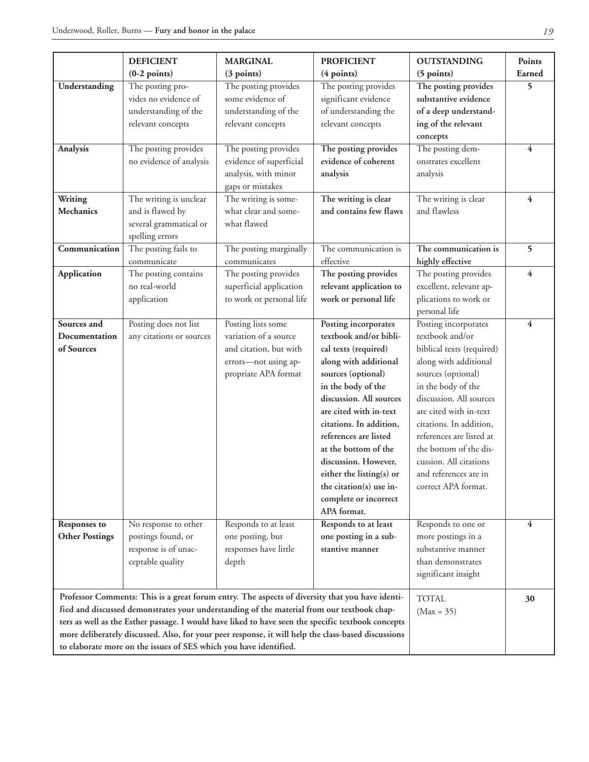| | **DEFICIENT (0-2 points)** | **MARGINAL (3 points)** | **PROFICIENT (4 points)** | **OUTSTANDING (5 points)** | **Points Earned** |
|---|---|---|---|---|---|
| **Understanding** | The posting provides no evidence of understanding of the relevant concepts | The posting provides some evidence of understanding of the relevant concepts | The posting provides significant evidence of understanding the relevant concepts | **The posting provides substantive evidence of a deep understanding of the relevant concepts** | **5** |
| **Analysis** | The posting provides no evidence of analysis | The posting provides evidence of superficial analysis, with minor gaps or mistakes | **The posting provides evidence of coherent analysis** | The posting demonstrates excellent analysis | **4** |
| **Writing Mechanics** | The writing is unclear and is flawed by several grammatical or spelling errors | The writing is somewhat clear and somewhat flawed | **The writing is clear and contains few flaws** | The writing is clear and flawless | **4** |
| **Communication** | The posting fails to communicate | The posting marginally communicates | The communication is effective | **The communication is highly effective** | **5** |
| **Application** | The posting contains no real-world application | The posting provides superficial application to work or personal life | **The posting provides relevant application to work or personal life** | The posting provides excellent, relevant applications to work or personal life | **4** |
| **Sources and Documentation of Sources** | Posting does not list any citations or sources | Posting lists some variation of a source and citation, but with errors—not using appropriate APA format | **Posting incorporates textbook and/or biblical texts (required) along with additional sources (optional) in the body of the discussion. All sources are cited with in-text citations. In addition, references are listed at the bottom of the discussion. However, either the listing(s) or the citation(s) use incomplete or incorrect APA format.** | Posting incorporates textbook and/or biblical texts (required) along with additional sources (optional) in the body of the discussion. All sources are cited with in-text citations. In addition, references are listed at the bottom of the discussion. All citations and references are in correct APA format. | **4** |
| **Responses to Other Postings** | No response to other postings found, or response is of unacceptable quality | Responds to at least one posting, but responses have little depth | **Responds to at least one posting in a substantive manner** | Responds to one or more postings in a substantive manner than demonstrates significant insight | **4** |
| **Professor Comments: This is a great forum entry. The aspects of diversity that you have identified and discussed demonstrates your understanding of the material from our textbook chapters as well as the Esther passage. I would have liked to have seen the specific textbook concepts more deliberately discussed. Also, for your peer response, it will help the class-based discussions to elaborate more on the issues of SES which you have identified.** | | | | TOTAL (Max = 35) | **30** |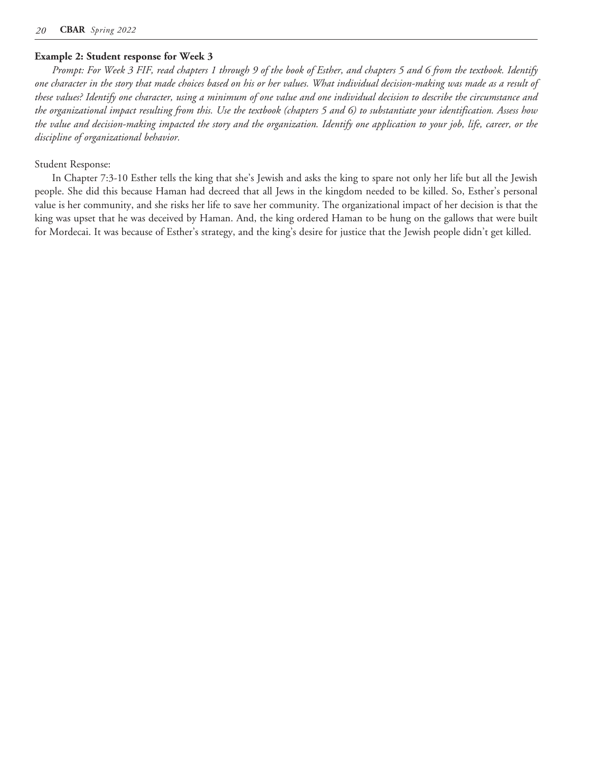**Example 2: Student response for Week 3**

*Prompt: For Week 3 FIF, read chapters 1 through 9 of the book of Esther, and chapters 5 and 6 from the textbook. Identify one character in the story that made choices based on his or her values. What individual decision-making was made as a result of these values? Identify one character, using a minimum of one value and one individual decision to describe the circumstance and the organizational impact resulting from this. Use the textbook (chapters 5 and 6) to substantiate your identification. Assess how the value and decision-making impacted the story and the organization. Identify one application to your job, life, career, or the discipline of organizational behavior.*

Student Response:

In Chapter 7:3-10 Esther tells the king that she's Jewish and asks the king to spare not only her life but all the Jewish people. She did this because Haman had decreed that all Jews in the kingdom needed to be killed. So, Esther's personal value is her community, and she risks her life to save her community. The organizational impact of her decision is that the king was upset that he was deceived by Haman. And, the king ordered Haman to be hung on the gallows that were built for Mordecai. It was because of Esther's strategy, and the king's desire for justice that the Jewish people didn't get killed.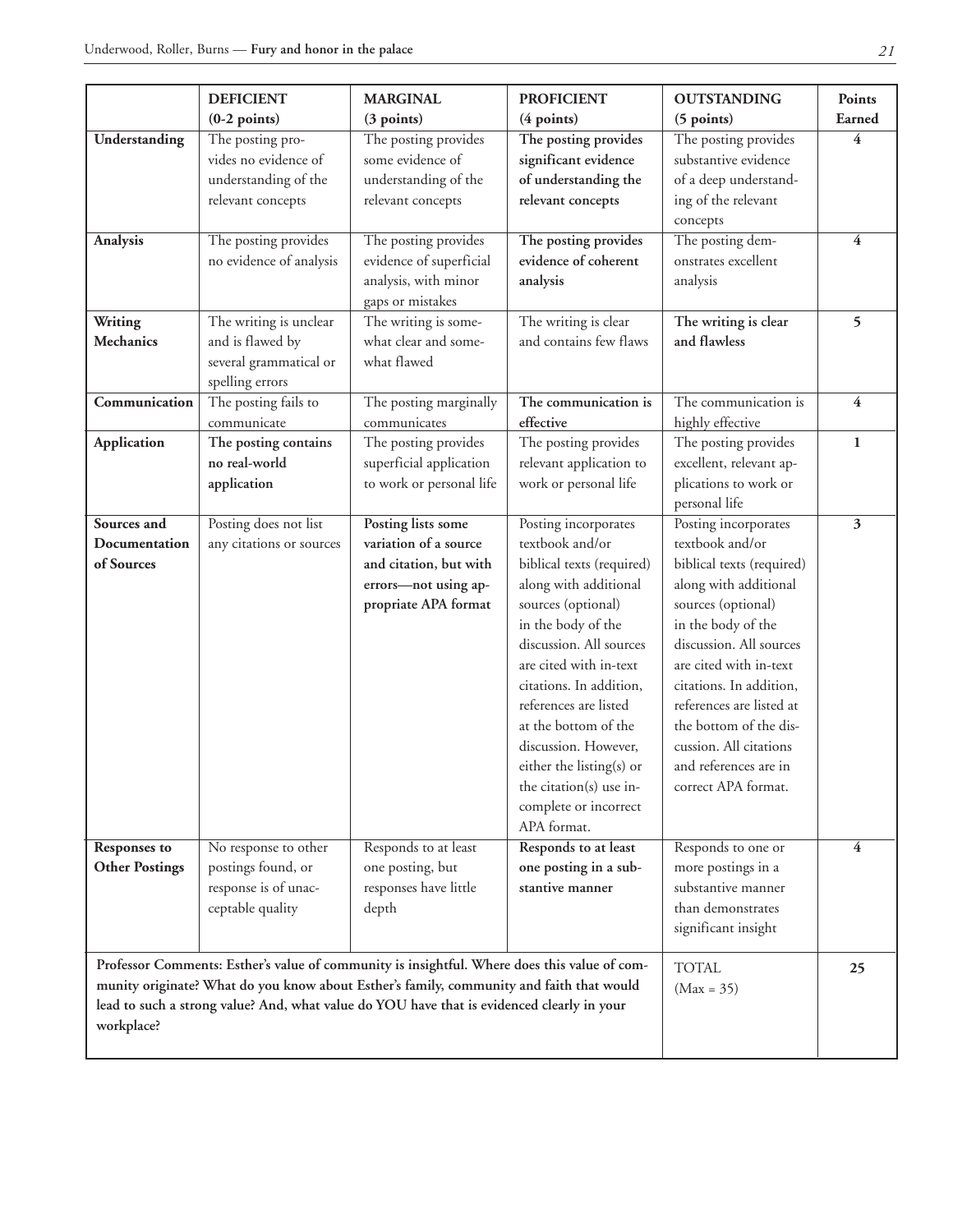| | **DEFICIENT (0-2 points)** | **MARGINAL (3 points)** | **PROFICIENT (4 points)** | **OUTSTANDING (5 points)** | **Points Earned** |
|---|---|---|---|---|---|
| **Understanding** | The posting provides no evidence of understanding of the relevant concepts | The posting provides some evidence of understanding of the relevant concepts | **The posting provides significant evidence of understanding the relevant concepts** | The posting provides substantive evidence of a deep understanding of the relevant concepts | **4** |
| **Analysis** | The posting provides no evidence of analysis | The posting provides evidence of superficial analysis, with minor gaps or mistakes | **The posting provides evidence of coherent analysis** | The posting demonstrates excellent analysis | **4** |
| **Writing Mechanics** | The writing is unclear and is flawed by several grammatical or spelling errors | The writing is somewhat clear and somewhat flawed | The writing is clear and contains few flaws | **The writing is clear and flawless** | **5** |
| **Communication** | The posting fails to communicate | The posting marginally communicates | **The communication is effective** | The communication is highly effective | **4** |
| **Application** | **The posting contains no real-world application** | The posting provides superficial application to work or personal life | The posting provides relevant application to work or personal life | The posting provides excellent, relevant applications to work or personal life | **1** |
| **Sources and Documentation of Sources** | Posting does not list any citations or sources | **Posting lists some variation of a source and citation, but with errors—not using appropriate APA format** | Posting incorporates textbook and/or biblical texts (required) along with additional sources (optional) in the body of the discussion. All sources are cited with in-text citations. In addition, references are listed at the bottom of the discussion. However, either the listing(s) or the citation(s) use incomplete or incorrect APA format. | Posting incorporates textbook and/or biblical texts (required) along with additional sources (optional) in the body of the discussion. All sources are cited with in-text citations. In addition, references are listed at the bottom of the discussion. All citations and references are in correct APA format. | **3** |
| **Responses to Other Postings** | No response to other postings found, or response is of unacceptable quality | Responds to at least one posting, but responses have little depth | **Responds to at least one posting in a substantive manner** | Responds to one or more postings in a substantive manner than demonstrates significant insight | **4** |
| **Professor Comments: Esther's value of community is insightful. Where does this value of community originate? What do you know about Esther's family, community and faith that would lead to such a strong value? And, what value do YOU have that is evidenced clearly in your workplace?** | | | | TOTAL (Max = 35) | **25** |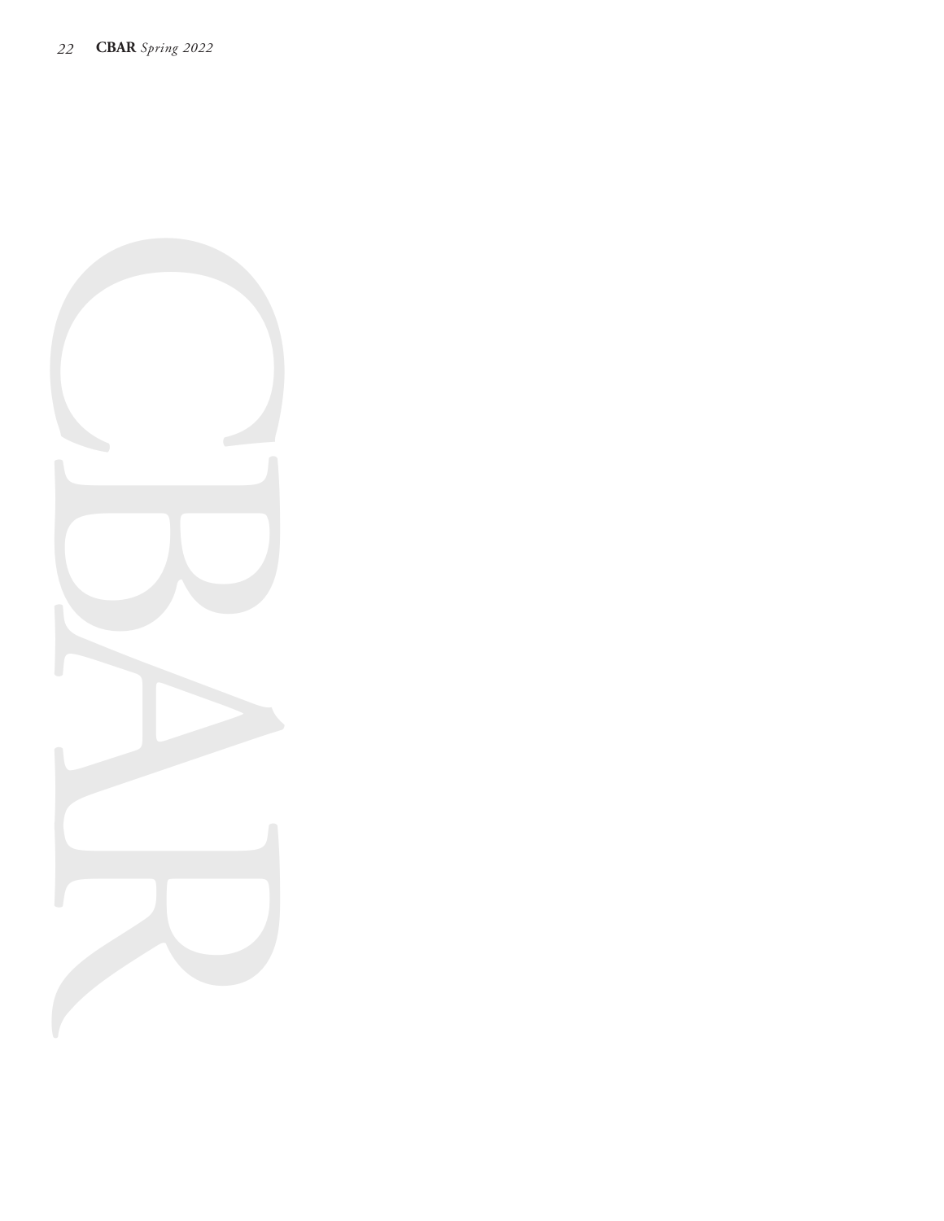CBAR